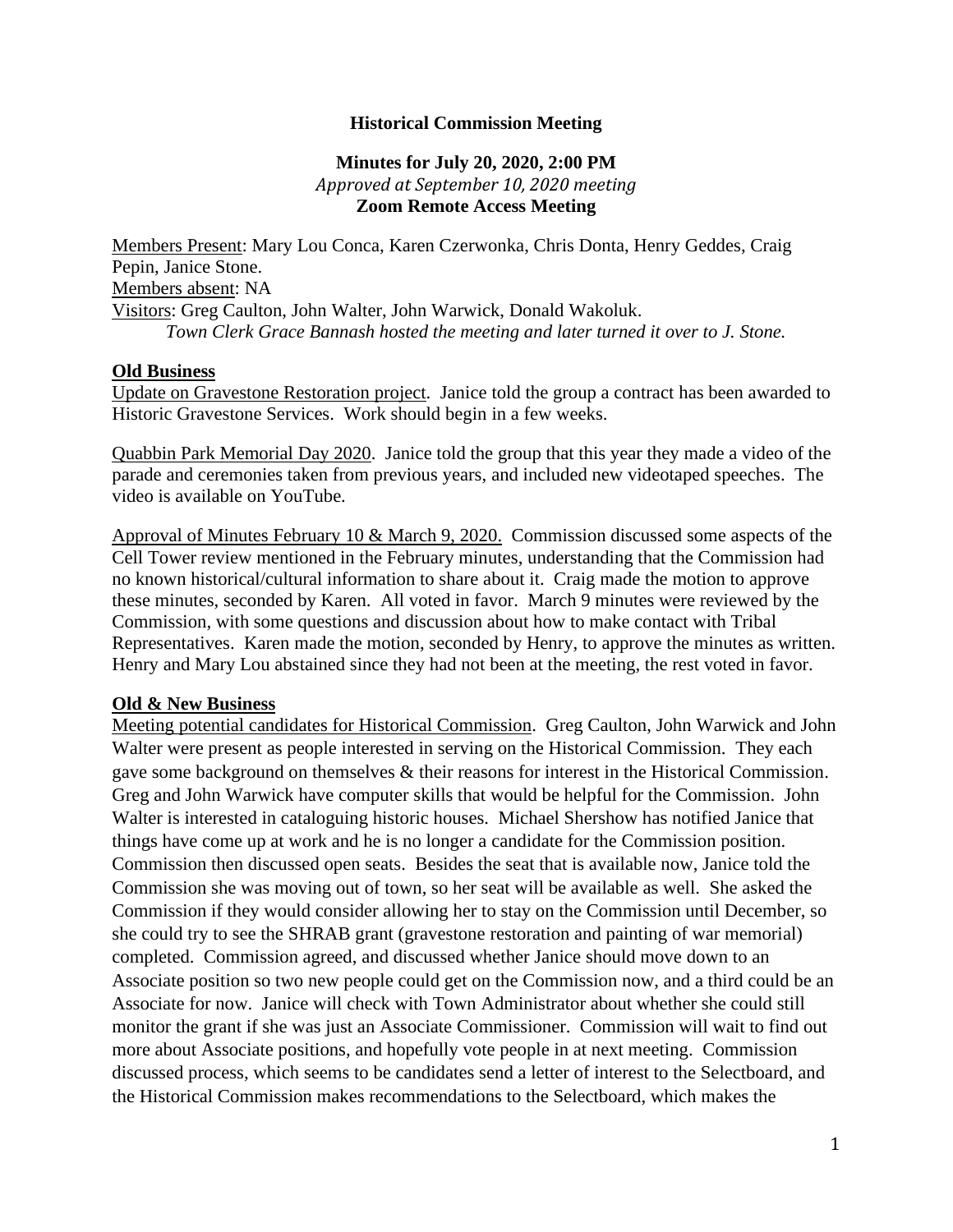# Historical Commission Meeting

## Minutes for July 20, 2020, 2:00 PM

*Approved at September 10, 2020 meeting*

**Zoom Remote Access Meeting**

Members Present: Mary Lou Conca, Karen Czerwonka, Chris Donta, Henry Geddes, Craig Pepin, Janice Stone.
Members absent: NA
Visitors: Greg Caulton, John Walter, John Warwick, Donald Wakoluk.
*Town Clerk Grace Bannash hosted the meeting and later turned it over to J. Stone.*

### Old Business

Update on Gravestone Restoration project. Janice told the group a contract has been awarded to Historic Gravestone Services. Work should begin in a few weeks.

Quabbin Park Memorial Day 2020. Janice told the group that this year they made a video of the parade and ceremonies taken from previous years, and included new videotaped speeches. The video is available on YouTube.

Approval of Minutes February 10 & March 9, 2020. Commission discussed some aspects of the Cell Tower review mentioned in the February minutes, understanding that the Commission had no known historical/cultural information to share about it. Craig made the motion to approve these minutes, seconded by Karen. All voted in favor. March 9 minutes were reviewed by the Commission, with some questions and discussion about how to make contact with Tribal Representatives. Karen made the motion, seconded by Henry, to approve the minutes as written. Henry and Mary Lou abstained since they had not been at the meeting, the rest voted in favor.

### Old & New Business

Meeting potential candidates for Historical Commission. Greg Caulton, John Warwick and John Walter were present as people interested in serving on the Historical Commission. They each gave some background on themselves & their reasons for interest in the Historical Commission. Greg and John Warwick have computer skills that would be helpful for the Commission. John Walter is interested in cataloguing historic houses. Michael Shershow has notified Janice that things have come up at work and he is no longer a candidate for the Commission position. Commission then discussed open seats. Besides the seat that is available now, Janice told the Commission she was moving out of town, so her seat will be available as well. She asked the Commission if they would consider allowing her to stay on the Commission until December, so she could try to see the SHRAB grant (gravestone restoration and painting of war memorial) completed. Commission agreed, and discussed whether Janice should move down to an Associate position so two new people could get on the Commission now, and a third could be an Associate for now. Janice will check with Town Administrator about whether she could still monitor the grant if she was just an Associate Commissioner. Commission will wait to find out more about Associate positions, and hopefully vote people in at next meeting. Commission discussed process, which seems to be candidates send a letter of interest to the Selectboard, and the Historical Commission makes recommendations to the Selectboard, which makes the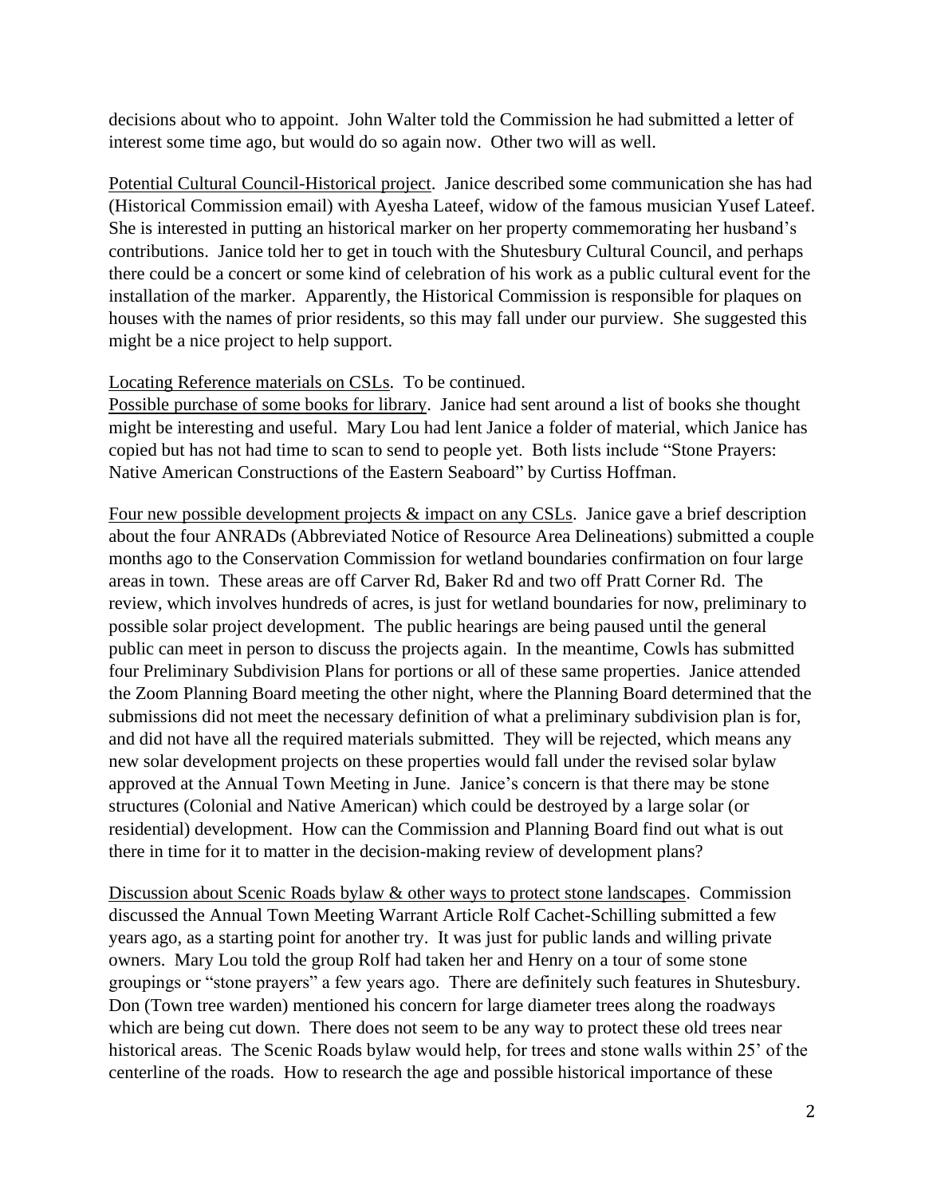decisions about who to appoint. John Walter told the Commission he had submitted a letter of interest some time ago, but would do so again now. Other two will as well.

<u>Potential Cultural Council-Historical project</u>. Janice described some communication she has had (Historical Commission email) with Ayesha Lateef, widow of the famous musician Yusef Lateef. She is interested in putting an historical marker on her property commemorating her husband's contributions. Janice told her to get in touch with the Shutesbury Cultural Council, and perhaps there could be a concert or some kind of celebration of his work as a public cultural event for the installation of the marker. Apparently, the Historical Commission is responsible for plaques on houses with the names of prior residents, so this may fall under our purview. She suggested this might be a nice project to help support.

<u>Locating Reference materials on CSLs</u>. To be continued.

<u>Possible purchase of some books for library</u>. Janice had sent around a list of books she thought might be interesting and useful. Mary Lou had lent Janice a folder of material, which Janice has copied but has not had time to scan to send to people yet. Both lists include "Stone Prayers: Native American Constructions of the Eastern Seaboard" by Curtiss Hoffman.

<u>Four new possible development projects & impact on any CSLs</u>. Janice gave a brief description about the four ANRADs (Abbreviated Notice of Resource Area Delineations) submitted a couple months ago to the Conservation Commission for wetland boundaries confirmation on four large areas in town. These areas are off Carver Rd, Baker Rd and two off Pratt Corner Rd. The review, which involves hundreds of acres, is just for wetland boundaries for now, preliminary to possible solar project development. The public hearings are being paused until the general public can meet in person to discuss the projects again. In the meantime, Cowls has submitted four Preliminary Subdivision Plans for portions or all of these same properties. Janice attended the Zoom Planning Board meeting the other night, where the Planning Board determined that the submissions did not meet the necessary definition of what a preliminary subdivision plan is for, and did not have all the required materials submitted. They will be rejected, which means any new solar development projects on these properties would fall under the revised solar bylaw approved at the Annual Town Meeting in June. Janice's concern is that there may be stone structures (Colonial and Native American) which could be destroyed by a large solar (or residential) development. How can the Commission and Planning Board find out what is out there in time for it to matter in the decision-making review of development plans?

<u>Discussion about Scenic Roads bylaw & other ways to protect stone landscapes</u>. Commission discussed the Annual Town Meeting Warrant Article Rolf Cachet-Schilling submitted a few years ago, as a starting point for another try. It was just for public lands and willing private owners. Mary Lou told the group Rolf had taken her and Henry on a tour of some stone groupings or "stone prayers" a few years ago. There are definitely such features in Shutesbury. Don (Town tree warden) mentioned his concern for large diameter trees along the roadways which are being cut down. There does not seem to be any way to protect these old trees near historical areas. The Scenic Roads bylaw would help, for trees and stone walls within 25' of the centerline of the roads. How to research the age and possible historical importance of these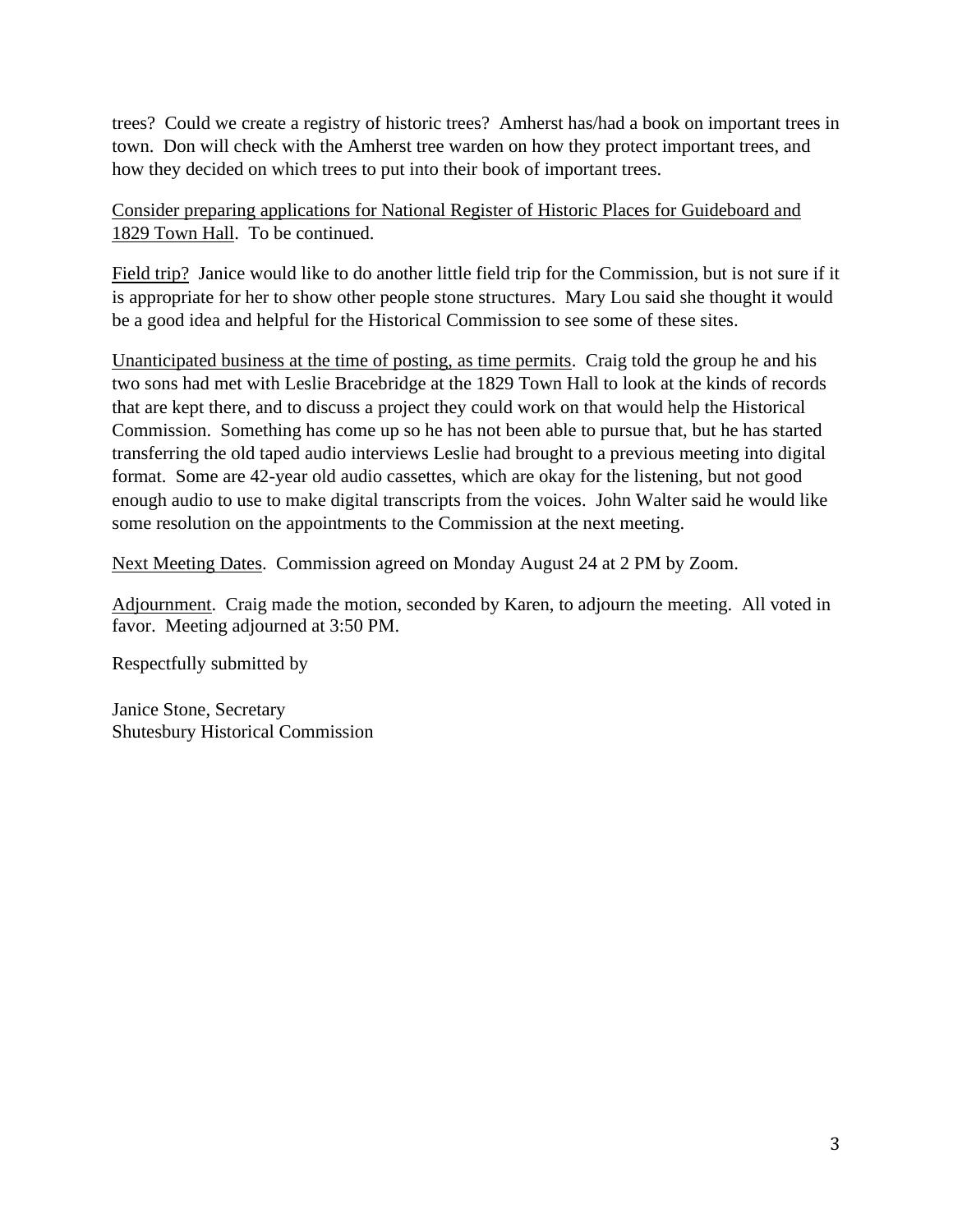trees? Could we create a registry of historic trees? Amherst has/had a book on important trees in town. Don will check with the Amherst tree warden on how they protect important trees, and how they decided on which trees to put into their book of important trees.

<u>Consider preparing applications for National Register of Historic Places for Guideboard and 1829 Town Hall</u>. To be continued.

<u>Field trip?</u> Janice would like to do another little field trip for the Commission, but is not sure if it is appropriate for her to show other people stone structures. Mary Lou said she thought it would be a good idea and helpful for the Historical Commission to see some of these sites.

<u>Unanticipated business at the time of posting, as time permits</u>. Craig told the group he and his two sons had met with Leslie Bracebridge at the 1829 Town Hall to look at the kinds of records that are kept there, and to discuss a project they could work on that would help the Historical Commission. Something has come up so he has not been able to pursue that, but he has started transferring the old taped audio interviews Leslie had brought to a previous meeting into digital format. Some are 42-year old audio cassettes, which are okay for the listening, but not good enough audio to use to make digital transcripts from the voices. John Walter said he would like some resolution on the appointments to the Commission at the next meeting.

<u>Next Meeting Dates</u>. Commission agreed on Monday August 24 at 2 PM by Zoom.

<u>Adjournment</u>. Craig made the motion, seconded by Karen, to adjourn the meeting. All voted in favor. Meeting adjourned at 3:50 PM.

Respectfully submitted by

Janice Stone, Secretary
Shutesbury Historical Commission